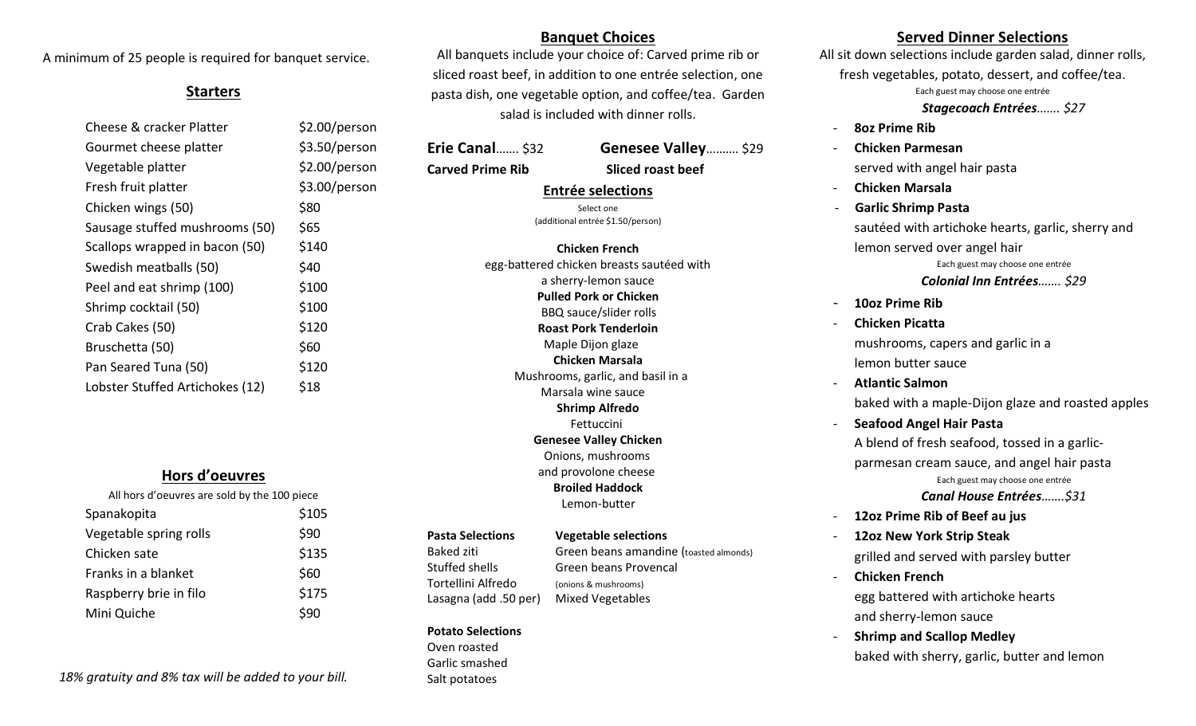A minimum of 25 people is required for banquet service.

## Starters

| | |
|---|---|
| Cheese & cracker Platter | $2.00/person |
| Gourmet cheese platter | $3.50/person |
| Vegetable platter | $2.00/person |
| Fresh fruit platter | $3.00/person |
| Chicken wings (50) | $80 |
| Sausage stuffed mushrooms (50) | $65 |
| Scallops wrapped in bacon (50) | $140 |
| Swedish meatballs (50) | $40 |
| Peel and eat shrimp (100) | $100 |
| Shrimp cocktail (50) | $100 |
| Crab Cakes (50) | $120 |
| Bruschetta (50) | $60 |
| Pan Seared Tuna (50) | $120 |
| Lobster Stuffed Artichokes (12) | $18 |

## Hors d'oeuvres

All hors d'oeuvres are sold by the 100 piece

| | |
|---|---|
| Spanakopita | $105 |
| Vegetable spring rolls | $90 |
| Chicken sate | $135 |
| Franks in a blanket | $60 |
| Raspberry brie in filo | $175 |
| Mini Quiche | $90 |

*18% gratuity and 8% tax will be added to your bill.*

## Banquet Choices

All banquets include your choice of: Carved prime rib or sliced roast beef, in addition to one entrée selection, one pasta dish, one vegetable option, and coffee/tea. Garden salad is included with dinner rolls.

**Erie Canal**……. $32 — **Carved Prime Rib**

**Genesee Valley**………. $29 — **Sliced roast beef**

### Entrée selections

Select one
(additional entrée $1.50/person)

**Chicken French**
egg-battered chicken breasts sautéed with a sherry-lemon sauce

**Pulled Pork or Chicken**
BBQ sauce/slider rolls

**Roast Pork Tenderloin**
Maple Dijon glaze

**Chicken Marsala**
Mushrooms, garlic, and basil in a Marsala wine sauce

**Shrimp Alfredo**
Fettuccini

**Genesee Valley Chicken**
Onions, mushrooms and provolone cheese

**Broiled Haddock**
Lemon-butter

**Pasta Selections**
- Baked ziti
- Stuffed shells
- Tortellini Alfredo
- Lasagna (add .50 per)

**Vegetable selections**
- Green beans amandine (toasted almonds)
- Green beans Provencal (onions & mushrooms)
- Mixed Vegetables

**Potato Selections**
- Oven roasted
- Garlic smashed
- Salt potatoes

## Served Dinner Selections

All sit down selections include garden salad, dinner rolls, fresh vegetables, potato, dessert, and coffee/tea.

Each guest may choose one entrée

***Stagecoach Entrées*……. *$27***

- **8oz Prime Rib**
- **Chicken Parmesan**
  served with angel hair pasta
- **Chicken Marsala**
- **Garlic Shrimp Pasta**
  sautéed with artichoke hearts, garlic, sherry and lemon served over angel hair

Each guest may choose one entrée

***Colonial Inn Entrées*……. *$29***

- **10oz Prime Rib**
- **Chicken Picatta**
  mushrooms, capers and garlic in a lemon butter sauce
- **Atlantic Salmon**
  baked with a maple-Dijon glaze and roasted apples
- **Seafood Angel Hair Pasta**
  A blend of fresh seafood, tossed in a garlic-parmesan cream sauce, and angel hair pasta

Each guest may choose one entrée

***Canal House Entrées*…….*$31***

- **12oz Prime Rib of Beef au jus**
- **12oz New York Strip Steak**
  grilled and served with parsley butter
- **Chicken French**
  egg battered with artichoke hearts and sherry-lemon sauce
- **Shrimp and Scallop Medley**
  baked with sherry, garlic, butter and lemon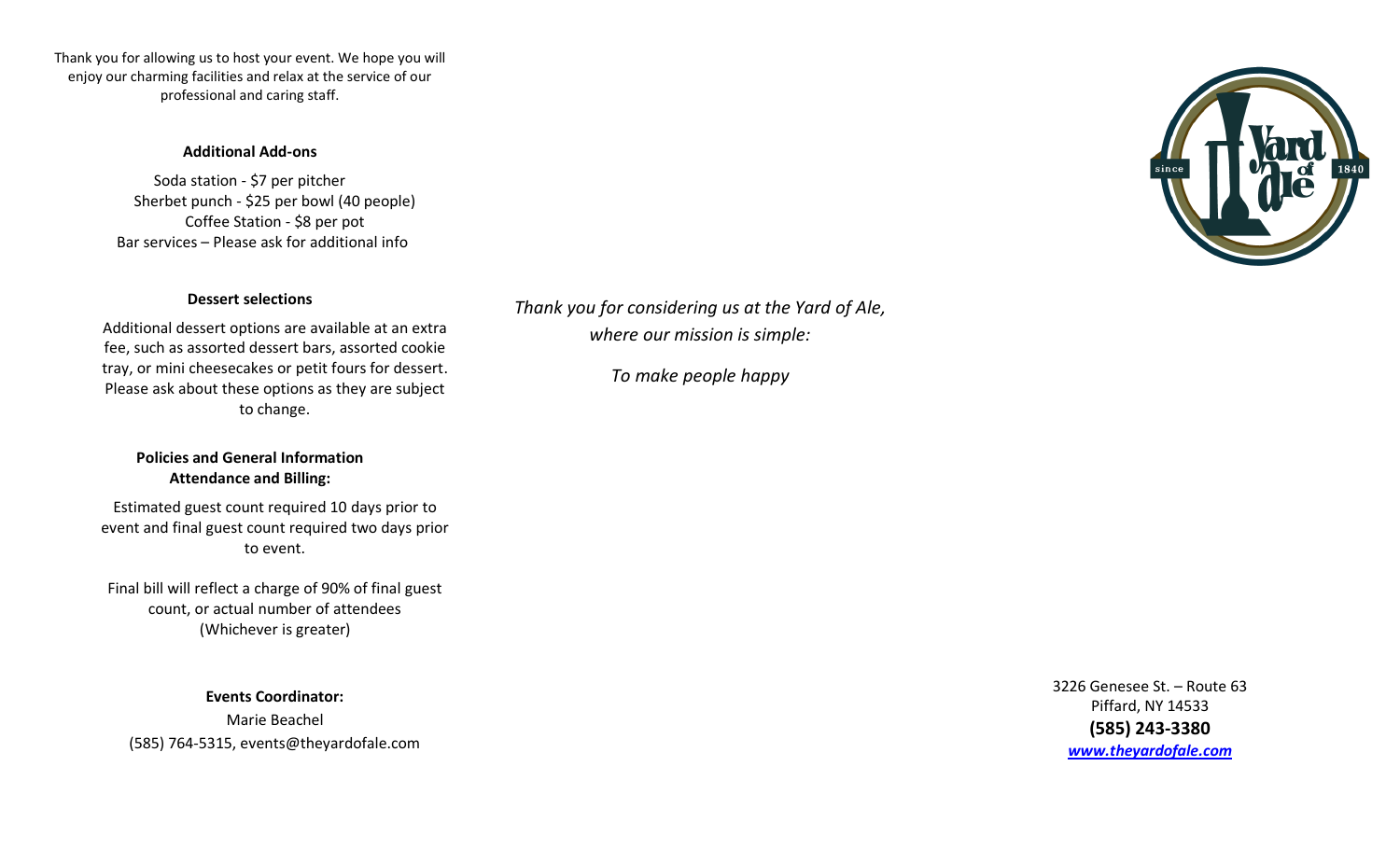Thank you for allowing us to host your event. We hope you will enjoy our charming facilities and relax at the service of our professional and caring staff.

**Additional Add-ons**

Soda station - $7 per pitcher
Sherbet punch - $25 per bowl (40 people)
Coffee Station - $8 per pot
Bar services – Please ask for additional info

**Dessert selections**

Additional dessert options are available at an extra fee, such as assorted dessert bars, assorted cookie tray, or mini cheesecakes or petit fours for dessert. Please ask about these options as they are subject to change.

**Policies and General Information**
**Attendance and Billing:**

Estimated guest count required 10 days prior to event and final guest count required two days prior to event.

Final bill will reflect a charge of 90% of final guest count, or actual number of attendees (Whichever is greater)

**Events Coordinator:**
Marie Beachel
(585) 764-5315, events@theyardofale.com

*Thank you for considering us at the Yard of Ale, where our mission is simple:*

*To make people happy*

since Yard of Ale 1840

3226 Genesee St. – Route 63
Piffard, NY 14533
**(585) 243-3380**
***www.theyardofale.com***